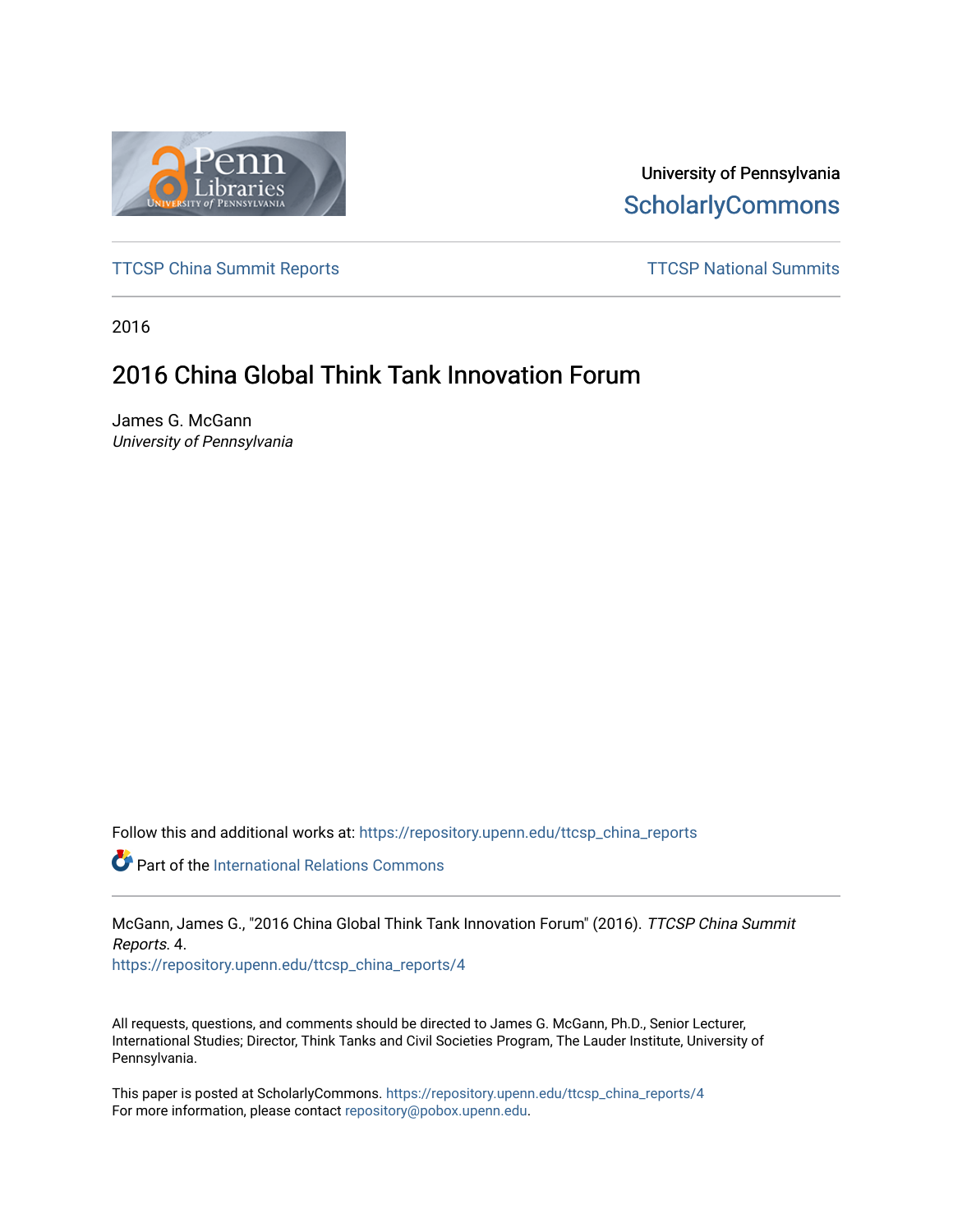University of Pennsylvania
ScholarlyCommons

TTCSP China Summit Reports

TTCSP National Summits

2016

# 2016 China Global Think Tank Innovation Forum

James G. McGann
*University of Pennsylvania*

Follow this and additional works at: https://repository.upenn.edu/ttcsp_china_reports

Part of the International Relations Commons

McGann, James G., "2016 China Global Think Tank Innovation Forum" (2016). *TTCSP China Summit Reports*. 4.
https://repository.upenn.edu/ttcsp_china_reports/4

All requests, questions, and comments should be directed to James G. McGann, Ph.D., Senior Lecturer, International Studies; Director, Think Tanks and Civil Societies Program, The Lauder Institute, University of Pennsylvania.

This paper is posted at ScholarlyCommons. https://repository.upenn.edu/ttcsp_china_reports/4
For more information, please contact repository@pobox.upenn.edu.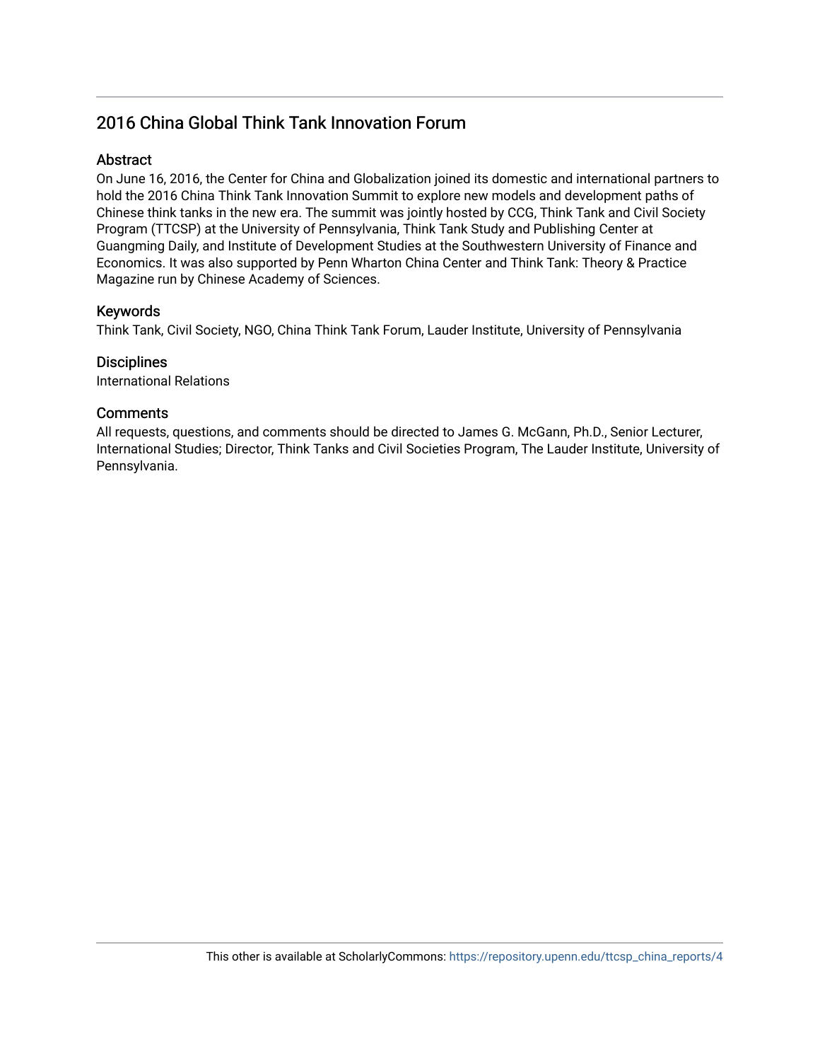## 2016 China Global Think Tank Innovation Forum

### Abstract

On June 16, 2016, the Center for China and Globalization joined its domestic and international partners to hold the 2016 China Think Tank Innovation Summit to explore new models and development paths of Chinese think tanks in the new era. The summit was jointly hosted by CCG, Think Tank and Civil Society Program (TTCSP) at the University of Pennsylvania, Think Tank Study and Publishing Center at Guangming Daily, and Institute of Development Studies at the Southwestern University of Finance and Economics. It was also supported by Penn Wharton China Center and Think Tank: Theory & Practice Magazine run by Chinese Academy of Sciences.

### Keywords

Think Tank, Civil Society, NGO, China Think Tank Forum, Lauder Institute, University of Pennsylvania

### Disciplines

International Relations

### Comments

All requests, questions, and comments should be directed to James G. McGann, Ph.D., Senior Lecturer, International Studies; Director, Think Tanks and Civil Societies Program, The Lauder Institute, University of Pennsylvania.

This other is available at ScholarlyCommons: https://repository.upenn.edu/ttcsp_china_reports/4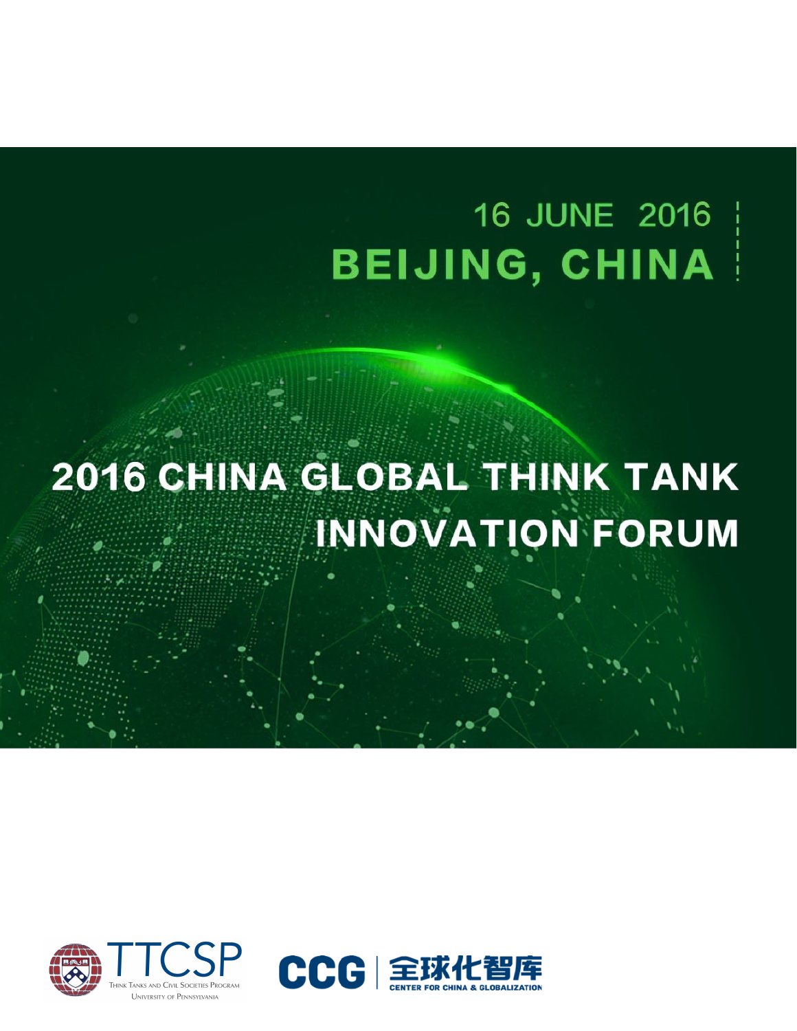16 JUNE 2016

BEIJING, CHINA

# 2016 CHINA GLOBAL THINK TANK INNOVATION FORUM

TTCSP

Think Tanks and Civil Societies Program

University of Pennsylvania

CCG 全球化智库

CENTER FOR CHINA & GLOBALIZATION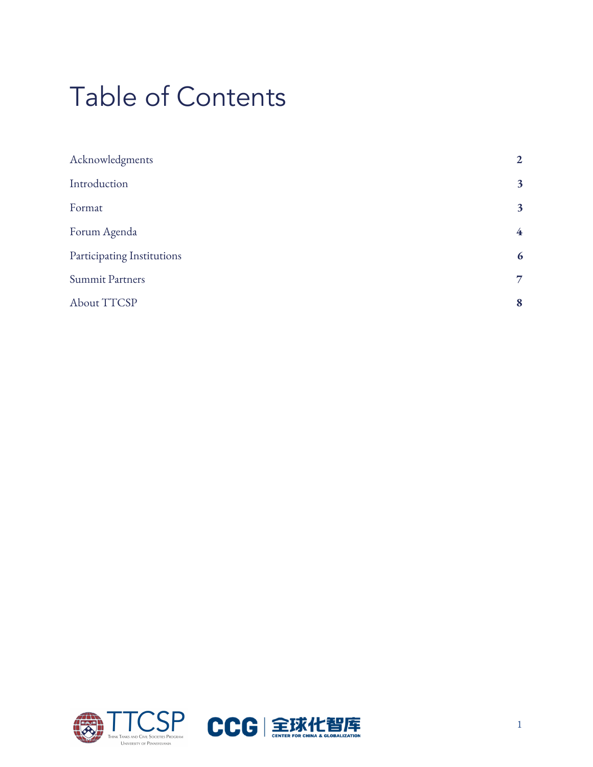# Table of Contents

| | |
|---|---|
| Acknowledgments | **2** |
| Introduction | **3** |
| Format | **3** |
| Forum Agenda | **4** |
| Participating Institutions | **6** |
| Summit Partners | **7** |
| About TTCSP | **8** |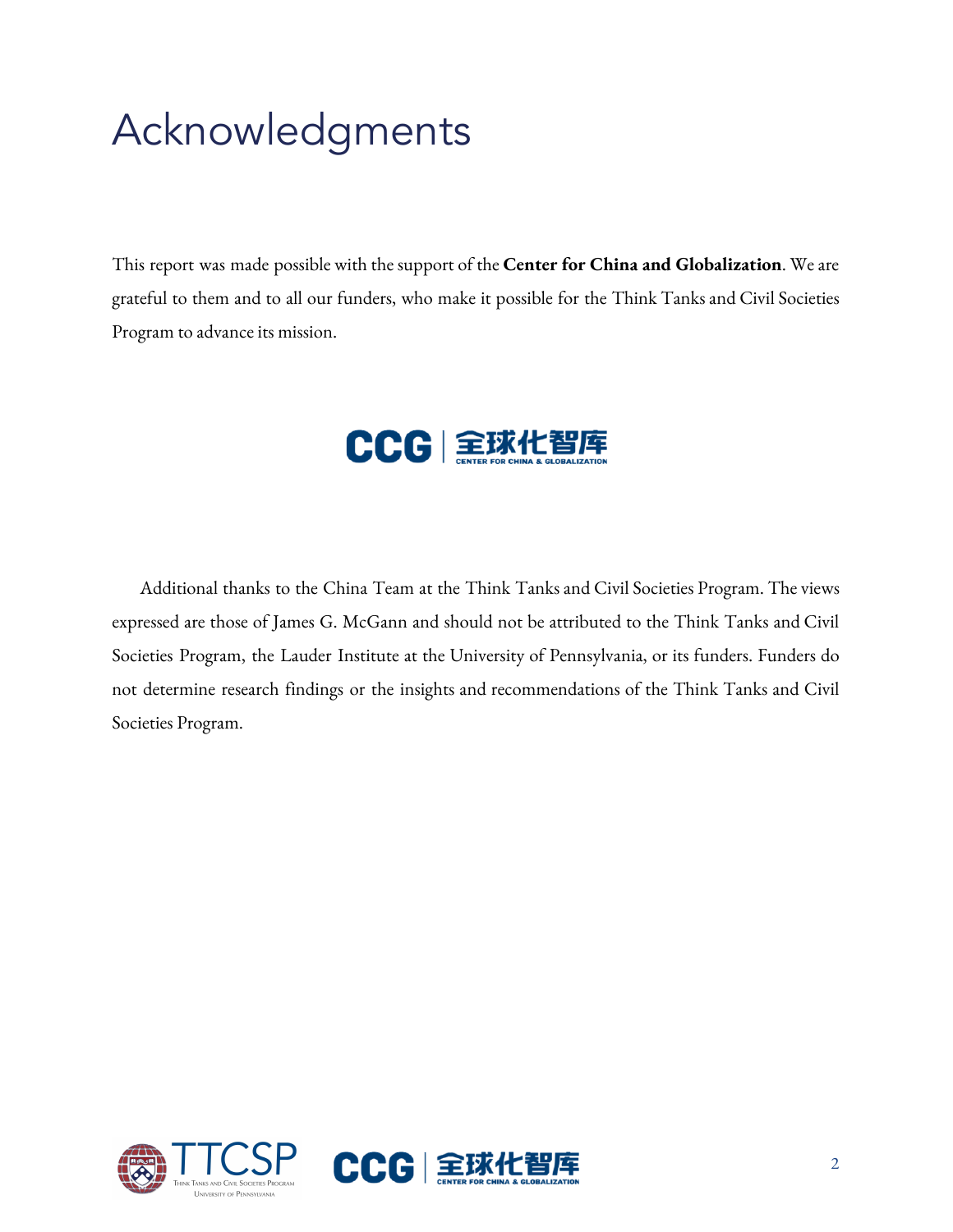# Acknowledgments

This report was made possible with the support of the **Center for China and Globalization**. We are grateful to them and to all our funders, who make it possible for the Think Tanks and Civil Societies Program to advance its mission.

Additional thanks to the China Team at the Think Tanks and Civil Societies Program. The views expressed are those of James G. McGann and should not be attributed to the Think Tanks and Civil Societies Program, the Lauder Institute at the University of Pennsylvania, or its funders. Funders do not determine research findings or the insights and recommendations of the Think Tanks and Civil Societies Program.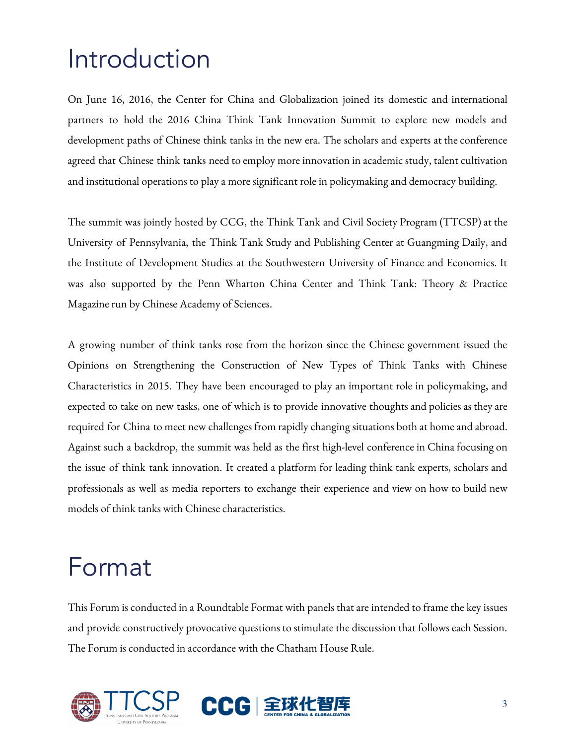# Introduction

On June 16, 2016, the Center for China and Globalization joined its domestic and international partners to hold the 2016 China Think Tank Innovation Summit to explore new models and development paths of Chinese think tanks in the new era. The scholars and experts at the conference agreed that Chinese think tanks need to employ more innovation in academic study, talent cultivation and institutional operations to play a more significant role in policymaking and democracy building.

The summit was jointly hosted by CCG, the Think Tank and Civil Society Program (TTCSP) at the University of Pennsylvania, the Think Tank Study and Publishing Center at Guangming Daily, and the Institute of Development Studies at the Southwestern University of Finance and Economics. It was also supported by the Penn Wharton China Center and Think Tank: Theory & Practice Magazine run by Chinese Academy of Sciences.

A growing number of think tanks rose from the horizon since the Chinese government issued the Opinions on Strengthening the Construction of New Types of Think Tanks with Chinese Characteristics in 2015. They have been encouraged to play an important role in policymaking, and expected to take on new tasks, one of which is to provide innovative thoughts and policies as they are required for China to meet new challenges from rapidly changing situations both at home and abroad. Against such a backdrop, the summit was held as the first high-level conference in China focusing on the issue of think tank innovation. It created a platform for leading think tank experts, scholars and professionals as well as media reporters to exchange their experience and view on how to build new models of think tanks with Chinese characteristics.

# Format

This Forum is conducted in a Roundtable Format with panels that are intended to frame the key issues and provide constructively provocative questions to stimulate the discussion that follows each Session. The Forum is conducted in accordance with the Chatham House Rule.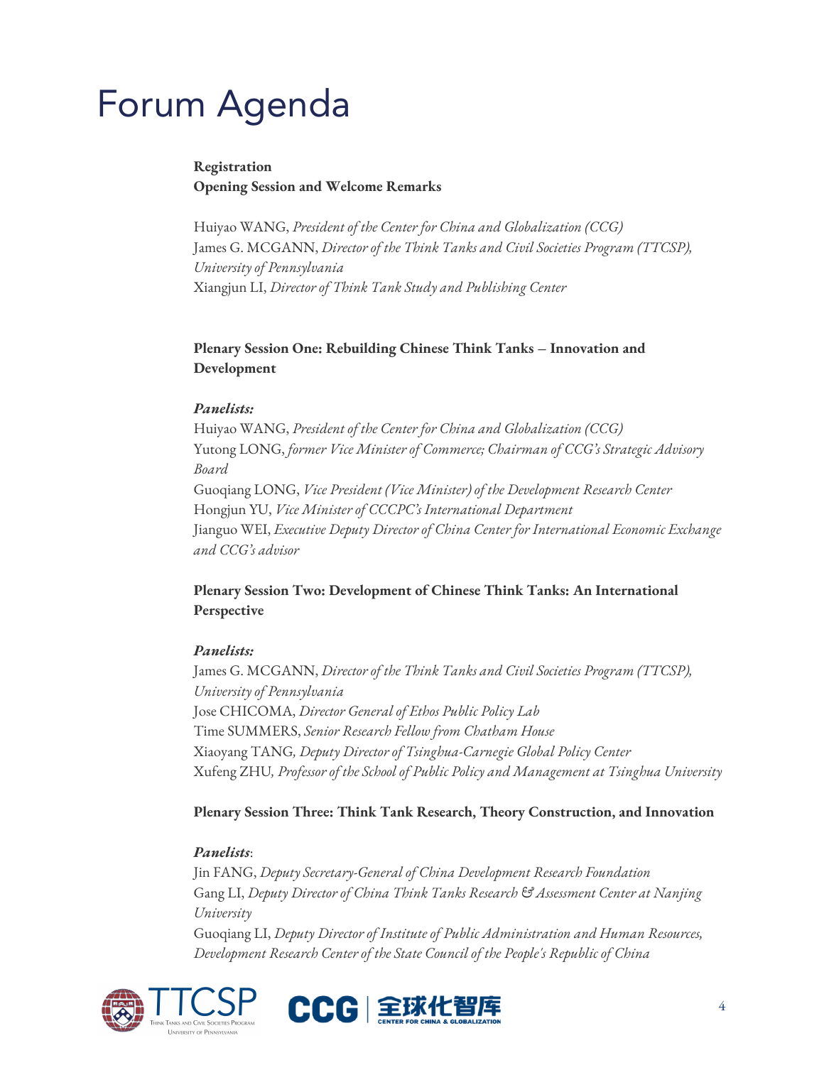# Forum Agenda

**Registration**
**Opening Session and Welcome Remarks**

Huiyao WANG, *President of the Center for China and Globalization (CCG)*
James G. MCGANN, *Director of the Think Tanks and Civil Societies Program (TTCSP), University of Pennsylvania*
Xiangjun LI, *Director of Think Tank Study and Publishing Center*

**Plenary Session One: Rebuilding Chinese Think Tanks – Innovation and Development**

***Panelists:***
Huiyao WANG, *President of the Center for China and Globalization (CCG)*
Yutong LONG, *former Vice Minister of Commerce; Chairman of CCG's Strategic Advisory Board*
Guoqiang LONG, *Vice President (Vice Minister) of the Development Research Center*
Hongjun YU, *Vice Minister of CCCPC's International Department*
Jianguo WEI, *Executive Deputy Director of China Center for International Economic Exchange and CCG's advisor*

**Plenary Session Two: Development of Chinese Think Tanks: An International Perspective**

***Panelists:***
James G. MCGANN, *Director of the Think Tanks and Civil Societies Program (TTCSP), University of Pennsylvania*
Jose CHICOMA, *Director General of Ethos Public Policy Lab*
Time SUMMERS, *Senior Research Fellow from Chatham House*
Xiaoyang TANG*, Deputy Director of Tsinghua-Carnegie Global Policy Center*
Xufeng ZHU*, Professor of the School of Public Policy and Management at Tsinghua University*

**Plenary Session Three: Think Tank Research, Theory Construction, and Innovation**

***Panelists***:
Jin FANG, *Deputy Secretary-General of China Development Research Foundation*
Gang LI, *Deputy Director of China Think Tanks Research & Assessment Center at Nanjing University*
Guoqiang LI, *Deputy Director of Institute of Public Administration and Human Resources, Development Research Center of the State Council of the People's Republic of China*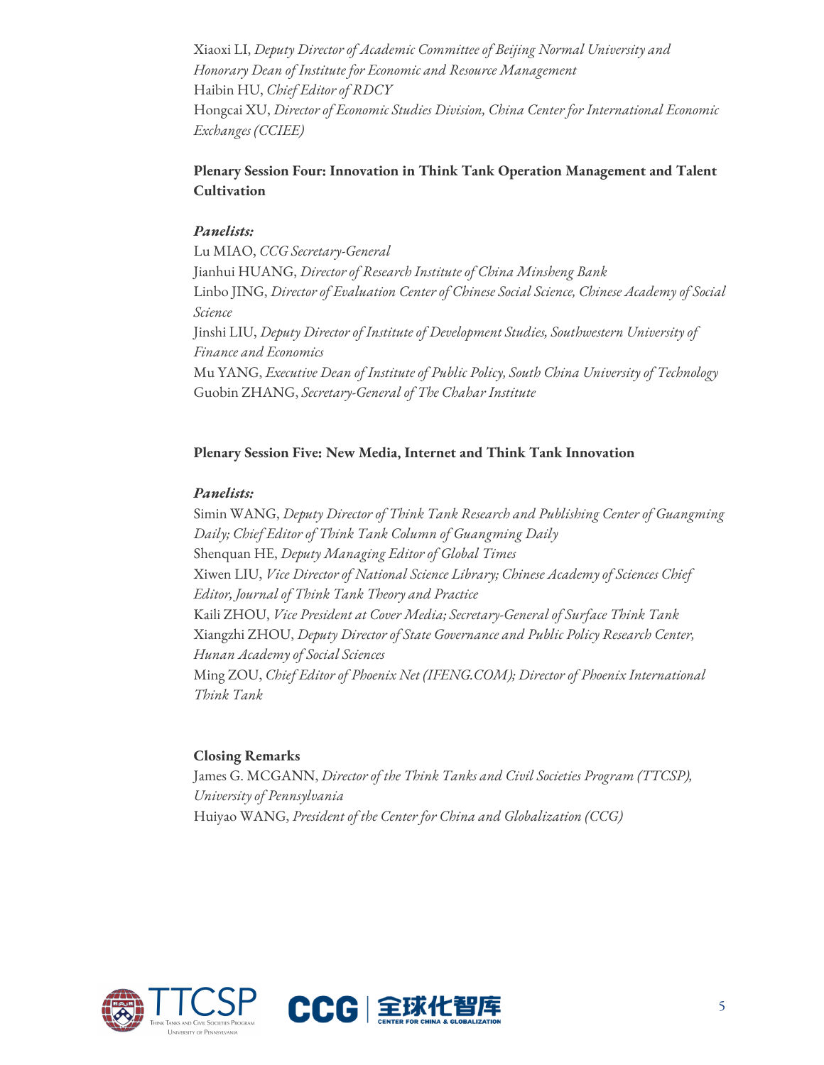Xiaoxi LI, *Deputy Director of Academic Committee of Beijing Normal University and Honorary Dean of Institute for Economic and Resource Management*
Haibin HU, *Chief Editor of RDCY*
Hongcai XU, *Director of Economic Studies Division, China Center for International Economic Exchanges (CCIEE)*

**Plenary Session Four: Innovation in Think Tank Operation Management and Talent Cultivation**

***Panelists:***
Lu MIAO, *CCG Secretary-General*
Jianhui HUANG, *Director of Research Institute of China Minsheng Bank*
Linbo JING, *Director of Evaluation Center of Chinese Social Science, Chinese Academy of Social Science*
Jinshi LIU, *Deputy Director of Institute of Development Studies, Southwestern University of Finance and Economics*
Mu YANG, *Executive Dean of Institute of Public Policy, South China University of Technology*
Guobin ZHANG, *Secretary-General of The Chahar Institute*

**Plenary Session Five: New Media, Internet and Think Tank Innovation**

***Panelists:***
Simin WANG, *Deputy Director of Think Tank Research and Publishing Center of Guangming Daily; Chief Editor of Think Tank Column of Guangming Daily*
Shenquan HE, *Deputy Managing Editor of Global Times*
Xiwen LIU, *Vice Director of National Science Library; Chinese Academy of Sciences Chief Editor, Journal of Think Tank Theory and Practice*
Kaili ZHOU, *Vice President at Cover Media; Secretary-General of Surface Think Tank*
Xiangzhi ZHOU, *Deputy Director of State Governance and Public Policy Research Center, Hunan Academy of Social Sciences*
Ming ZOU, *Chief Editor of Phoenix Net (IFENG.COM); Director of Phoenix International Think Tank*

**Closing Remarks**
James G. MCGANN, *Director of the Think Tanks and Civil Societies Program (TTCSP), University of Pennsylvania*
Huiyao WANG, *President of the Center for China and Globalization (CCG)*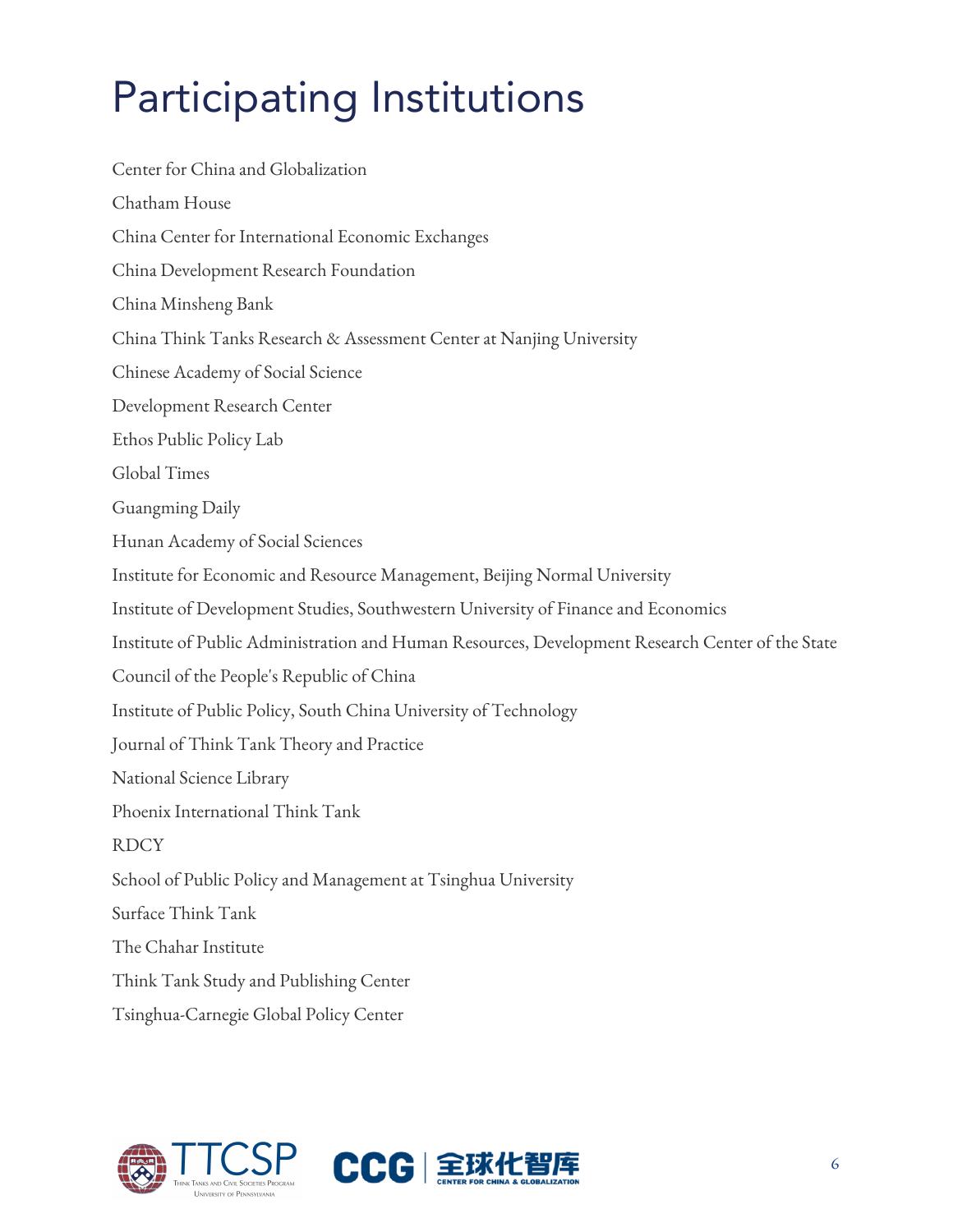# Participating Institutions

Center for China and Globalization

Chatham House

China Center for International Economic Exchanges

China Development Research Foundation

China Minsheng Bank

China Think Tanks Research & Assessment Center at Nanjing University

Chinese Academy of Social Science

Development Research Center

Ethos Public Policy Lab

Global Times

Guangming Daily

Hunan Academy of Social Sciences

Institute for Economic and Resource Management, Beijing Normal University

Institute of Development Studies, Southwestern University of Finance and Economics

Institute of Public Administration and Human Resources, Development Research Center of the State Council of the People's Republic of China

Institute of Public Policy, South China University of Technology

Journal of Think Tank Theory and Practice

National Science Library

Phoenix International Think Tank

RDCY

School of Public Policy and Management at Tsinghua University

Surface Think Tank

The Chahar Institute

Think Tank Study and Publishing Center

Tsinghua-Carnegie Global Policy Center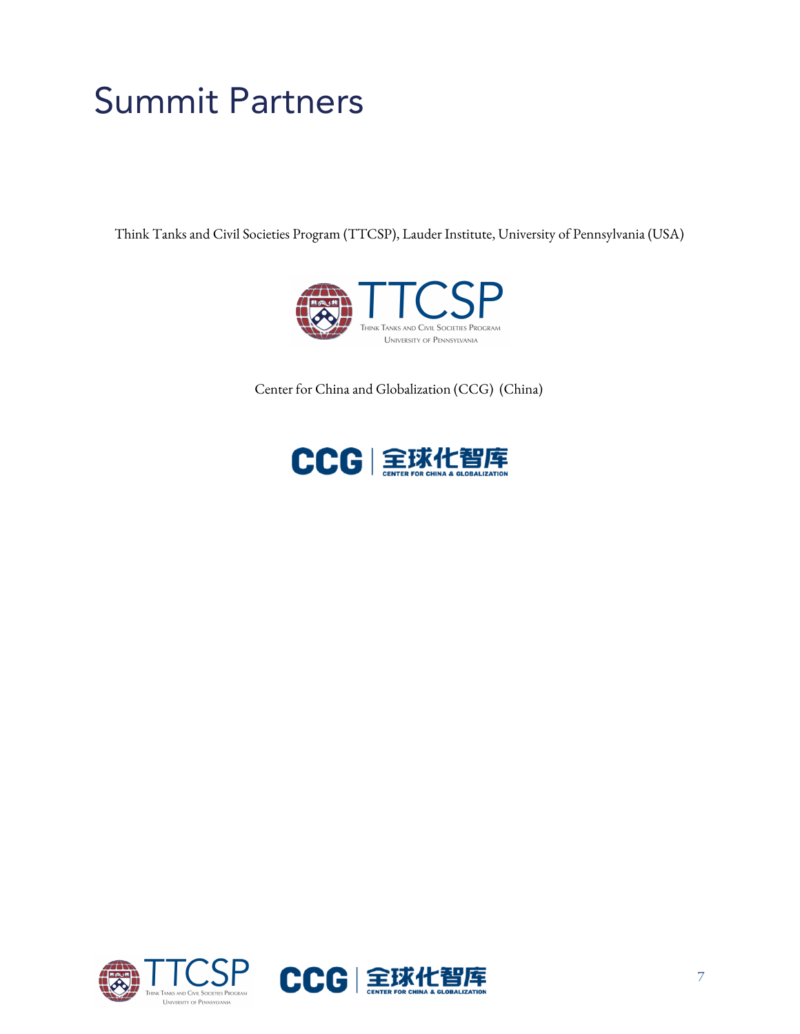# Summit Partners

Think Tanks and Civil Societies Program (TTCSP), Lauder Institute, University of Pennsylvania (USA)

Center for China and Globalization (CCG) (China)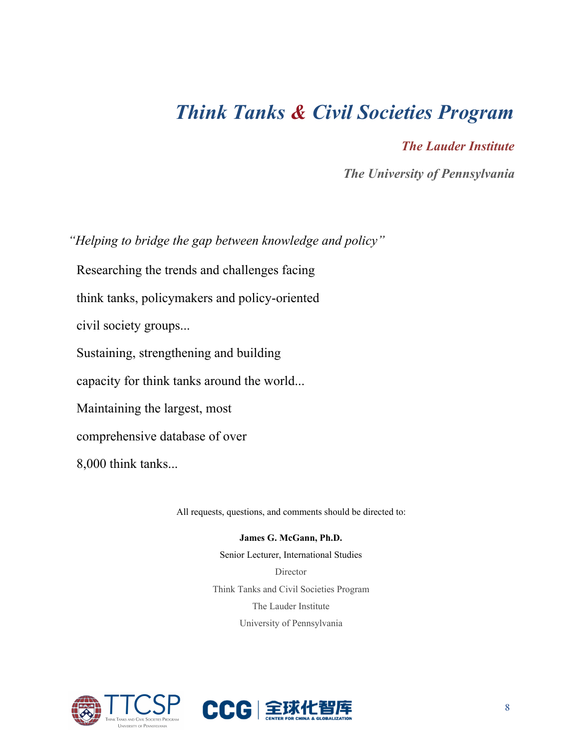# *Think Tanks & Civil Societies Program*

***The Lauder Institute***

***The University of Pennsylvania***

*"Helping to bridge the gap between knowledge and policy"*

Researching the trends and challenges facing

think tanks, policymakers and policy-oriented

civil society groups...

Sustaining, strengthening and building

capacity for think tanks around the world...

Maintaining the largest, most

comprehensive database of over

8,000 think tanks...

All requests, questions, and comments should be directed to:

**James G. McGann, Ph.D.**

Senior Lecturer, International Studies

Director

Think Tanks and Civil Societies Program

The Lauder Institute

University of Pennsylvania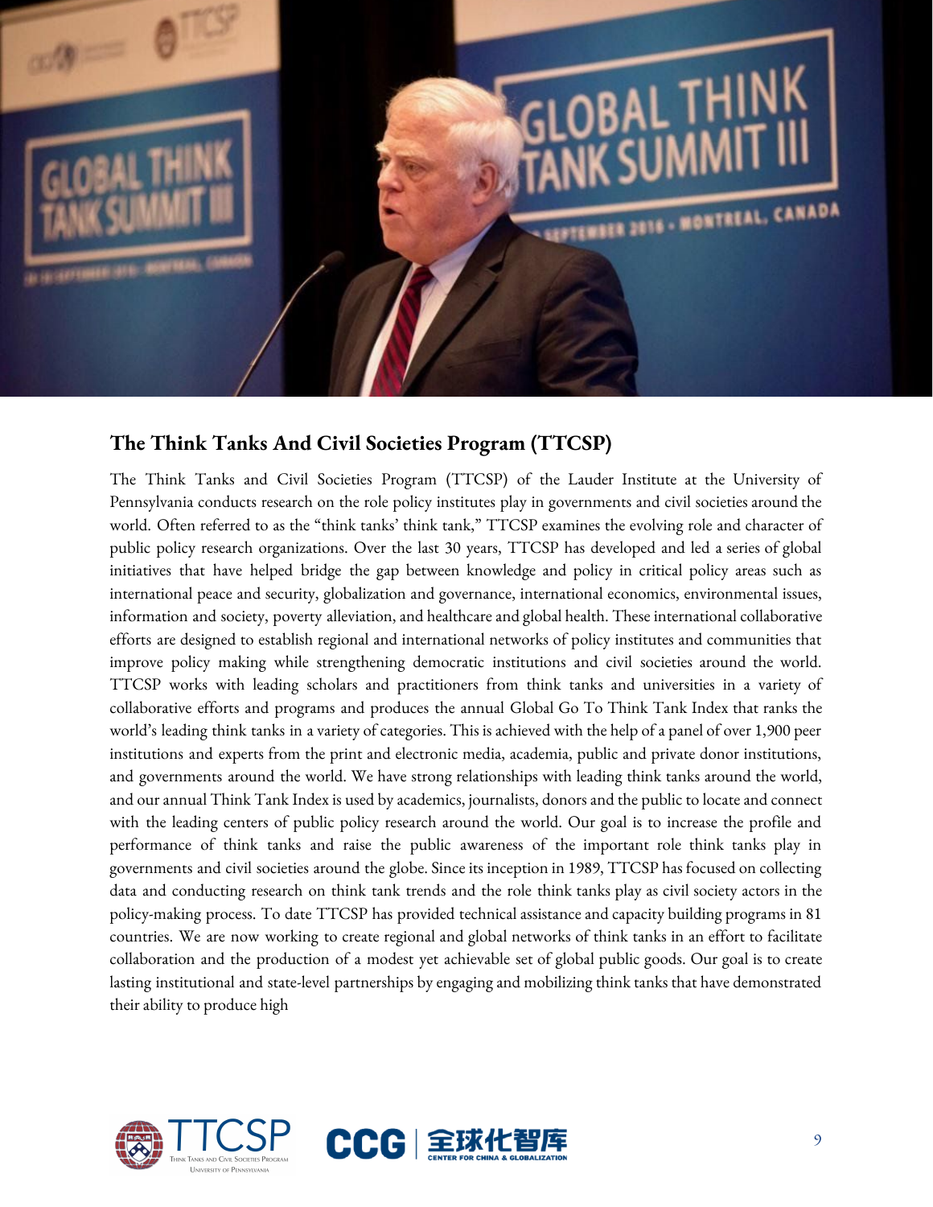## The Think Tanks And Civil Societies Program (TTCSP)

The Think Tanks and Civil Societies Program (TTCSP) of the Lauder Institute at the University of Pennsylvania conducts research on the role policy institutes play in governments and civil societies around the world. Often referred to as the "think tanks' think tank," TTCSP examines the evolving role and character of public policy research organizations. Over the last 30 years, TTCSP has developed and led a series of global initiatives that have helped bridge the gap between knowledge and policy in critical policy areas such as international peace and security, globalization and governance, international economics, environmental issues, information and society, poverty alleviation, and healthcare and global health. These international collaborative efforts are designed to establish regional and international networks of policy institutes and communities that improve policy making while strengthening democratic institutions and civil societies around the world. TTCSP works with leading scholars and practitioners from think tanks and universities in a variety of collaborative efforts and programs and produces the annual Global Go To Think Tank Index that ranks the world's leading think tanks in a variety of categories. This is achieved with the help of a panel of over 1,900 peer institutions and experts from the print and electronic media, academia, public and private donor institutions, and governments around the world. We have strong relationships with leading think tanks around the world, and our annual Think Tank Index is used by academics, journalists, donors and the public to locate and connect with the leading centers of public policy research around the world. Our goal is to increase the profile and performance of think tanks and raise the public awareness of the important role think tanks play in governments and civil societies around the globe. Since its inception in 1989, TTCSP has focused on collecting data and conducting research on think tank trends and the role think tanks play as civil society actors in the policy-making process. To date TTCSP has provided technical assistance and capacity building programs in 81 countries. We are now working to create regional and global networks of think tanks in an effort to facilitate collaboration and the production of a modest yet achievable set of global public goods. Our goal is to create lasting institutional and state-level partnerships by engaging and mobilizing think tanks that have demonstrated their ability to produce high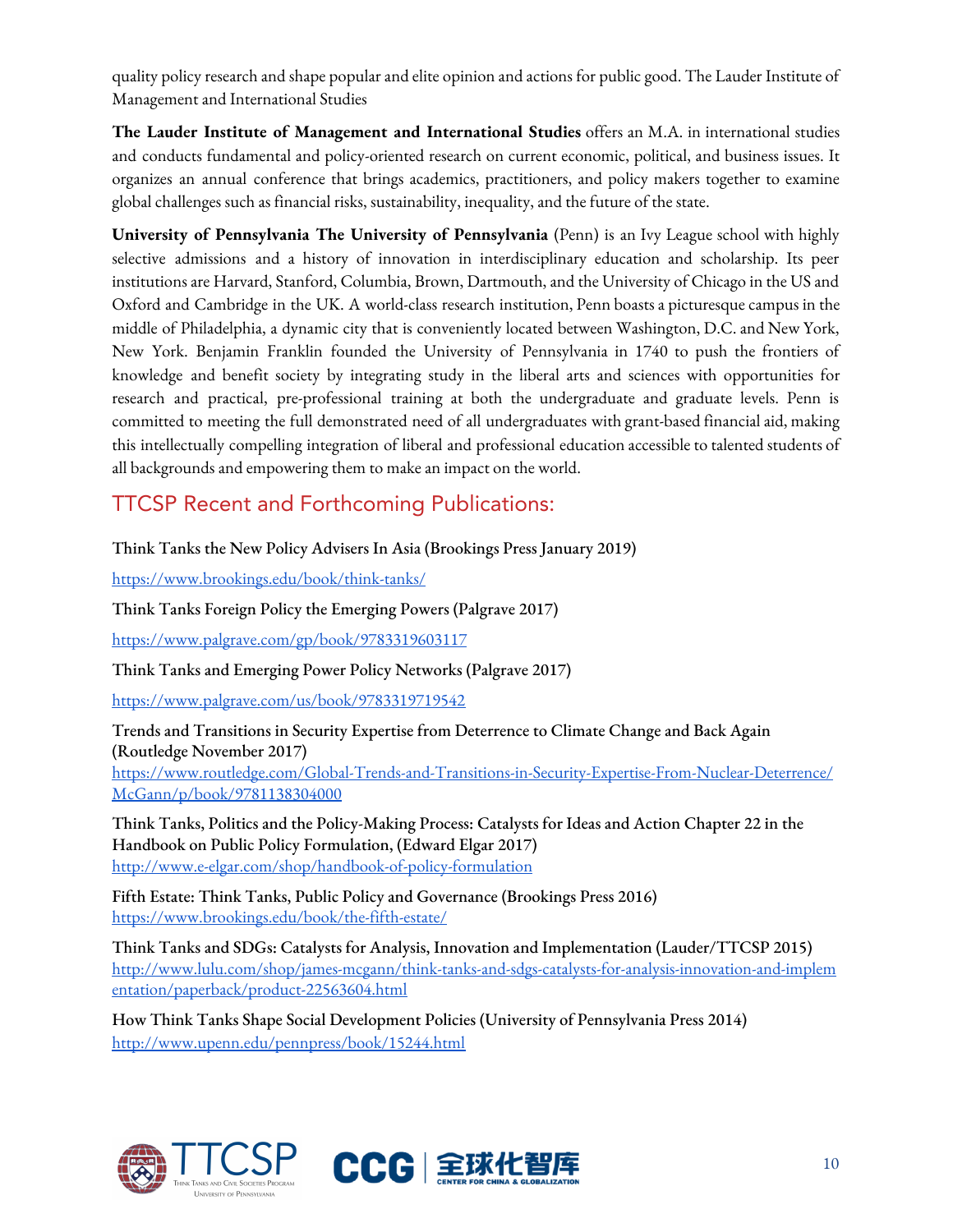quality policy research and shape popular and elite opinion and actions for public good. The Lauder Institute of Management and International Studies

**The Lauder Institute of Management and International Studies** offers an M.A. in international studies and conducts fundamental and policy-oriented research on current economic, political, and business issues. It organizes an annual conference that brings academics, practitioners, and policy makers together to examine global challenges such as financial risks, sustainability, inequality, and the future of the state.

**University of Pennsylvania The University of Pennsylvania** (Penn) is an Ivy League school with highly selective admissions and a history of innovation in interdisciplinary education and scholarship. Its peer institutions are Harvard, Stanford, Columbia, Brown, Dartmouth, and the University of Chicago in the US and Oxford and Cambridge in the UK. A world-class research institution, Penn boasts a picturesque campus in the middle of Philadelphia, a dynamic city that is conveniently located between Washington, D.C. and New York, New York. Benjamin Franklin founded the University of Pennsylvania in 1740 to push the frontiers of knowledge and benefit society by integrating study in the liberal arts and sciences with opportunities for research and practical, pre-professional training at both the undergraduate and graduate levels. Penn is committed to meeting the full demonstrated need of all undergraduates with grant-based financial aid, making this intellectually compelling integration of liberal and professional education accessible to talented students of all backgrounds and empowering them to make an impact on the world.

## TTCSP Recent and Forthcoming Publications:

Think Tanks the New Policy Advisers In Asia (Brookings Press January 2019)

https://www.brookings.edu/book/think-tanks/

Think Tanks Foreign Policy the Emerging Powers (Palgrave 2017)

https://www.palgrave.com/gp/book/9783319603117

Think Tanks and Emerging Power Policy Networks (Palgrave 2017)

https://www.palgrave.com/us/book/9783319719542

Trends and Transitions in Security Expertise from Deterrence to Climate Change and Back Again (Routledge November 2017)
https://www.routledge.com/Global-Trends-and-Transitions-in-Security-Expertise-From-Nuclear-Deterrence/McGann/p/book/9781138304000

Think Tanks, Politics and the Policy-Making Process: Catalysts for Ideas and Action Chapter 22 in the Handbook on Public Policy Formulation, (Edward Elgar 2017)
http://www.e-elgar.com/shop/handbook-of-policy-formulation

Fifth Estate: Think Tanks, Public Policy and Governance (Brookings Press 2016)
https://www.brookings.edu/book/the-fifth-estate/

Think Tanks and SDGs: Catalysts for Analysis, Innovation and Implementation (Lauder/TTCSP 2015)
http://www.lulu.com/shop/james-mcgann/think-tanks-and-sdgs-catalysts-for-analysis-innovation-and-implementation/paperback/product-22563604.html

How Think Tanks Shape Social Development Policies (University of Pennsylvania Press 2014)
http://www.upenn.edu/pennpress/book/15244.html